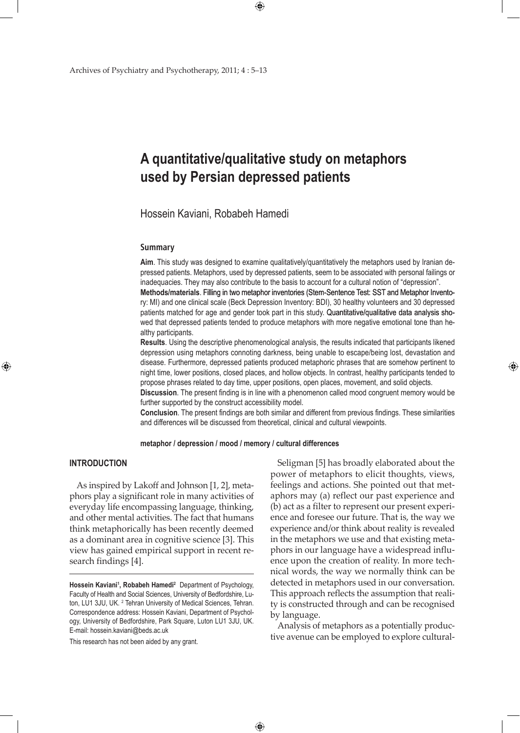# A quantitative/qualitative study on metaphors used by Persian depressed patients

Hossein Kaviani, Robabeh Hamedi

## Summary

**Aim**. This study was designed to examine qualitatively/quantitatively the metaphors used by Iranian depressed patients. Metaphors, used by depressed patients, seem to be associated with personal failings or inadequacies. They may also contribute to the basis to account for a cultural notion of "depression".

**Methods/materials**. Filling in two metaphor inventories (Stem-Sentence Test: SST and Metaphor Inventory: MI) and one clinical scale (Beck Depression Inventory: BDI), 30 healthy volunteers and 30 depressed patients matched for age and gender took part in this study. Quantitative/qualitative data analysis showed that depressed patients tended to produce metaphors with more negative emotional tone than healthy participants.

**Results**. Using the descriptive phenomenological analysis, the results indicated that participants likened depression using metaphors connoting darkness, being unable to escape/being lost, devastation and disease. Furthermore, depressed patients produced metaphoric phrases that are somehow pertinent to night time, lower positions, closed places, and hollow objects. In contrast, healthy participants tended to propose phrases related to day time, upper positions, open places, movement, and solid objects.

**Discussion**. The present finding is in line with a phenomenon called mood congruent memory would be further supported by the construct accessibility model.

**Conclusion**. The present findings are both similar and different from previous findings. These similarities and differences will be discussed from theoretical, clinical and cultural viewpoints.

**metaphor / depression / mood / memory / cultural differences**

## INTRODUCTION

As inspired by Lakoff and Johnson [1, 2], metaphors play a significant role in many activities of everyday life encompassing language, thinking, and other mental activities. The fact that humans think metaphorically has been recently deemed as a dominant area in cognitive science [3]. This view has gained empirical support in recent research findings [4].

Seligman [5] has broadly elaborated about the power of metaphors to elicit thoughts, views, feelings and actions. She pointed out that metaphors may (a) reflect our past experience and (b) act as a filter to represent our present experience and foresee our future. That is, the way we experience and/or think about reality is revealed in the metaphors we use and that existing metaphors in our language have a widespread influence upon the creation of reality. In more technical words, the way we normally think can be detected in metaphors used in our conversation. This approach reflects the assumption that reality is constructed through and can be recognised by language.

Analysis of metaphors as a potentially productive avenue can be employed to explore cultural-

---

**Hossein Kaviani[1], Robabeh Hamedi[2]** Department of Psychology, Faculty of Health and Social Sciences, University of Bedfordshire, Luton, LU1 3JU, UK. [2] Tehran University of Medical Sciences, Tehran. Correspondence address: Hossein Kaviani, Department of Psychology, University of Bedfordshire, Park Square, Luton LU1 3JU, UK. E-mail: hossein.kaviani@beds.ac.uk

This research has not been aided by any grant.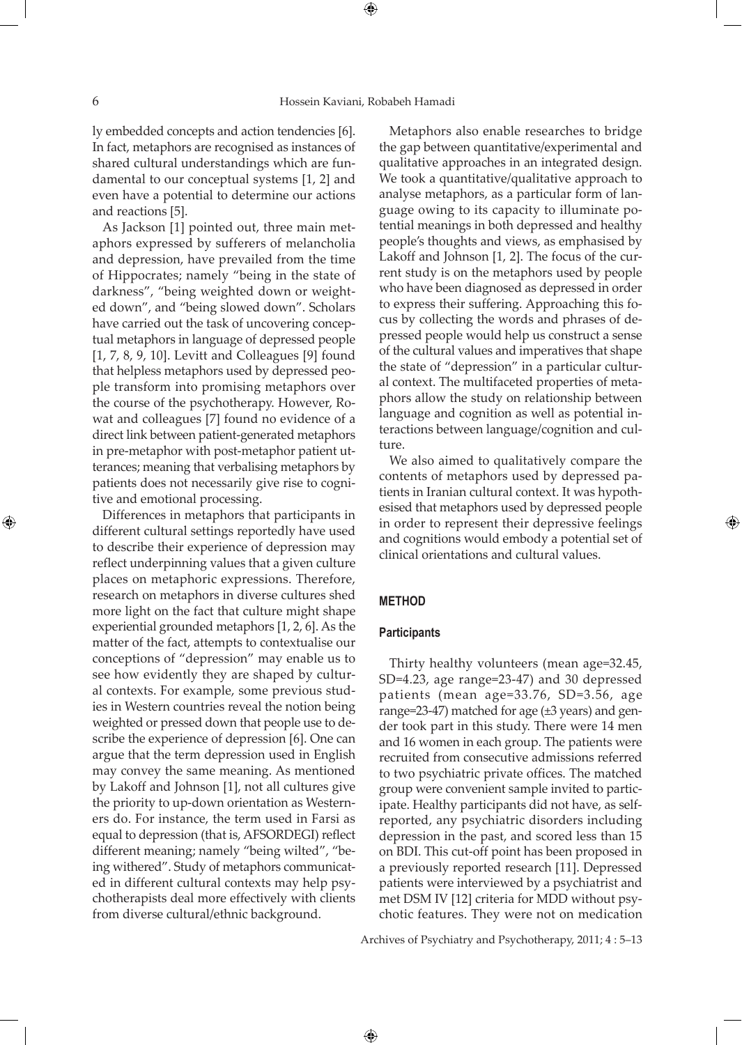ly embedded concepts and action tendencies [6]. In fact, metaphors are recognised as instances of shared cultural understandings which are fundamental to our conceptual systems [1, 2] and even have a potential to determine our actions and reactions [5].

As Jackson [1] pointed out, three main metaphors expressed by sufferers of melancholia and depression, have prevailed from the time of Hippocrates; namely "being in the state of darkness", "being weighted down or weighted down", and "being slowed down". Scholars have carried out the task of uncovering conceptual metaphors in language of depressed people [1, 7, 8, 9, 10]. Levitt and Colleagues [9] found that helpless metaphors used by depressed people transform into promising metaphors over the course of the psychotherapy. However, Rowat and colleagues [7] found no evidence of a direct link between patient-generated metaphors in pre-metaphor with post-metaphor patient utterances; meaning that verbalising metaphors by patients does not necessarily give rise to cognitive and emotional processing.

Differences in metaphors that participants in different cultural settings reportedly have used to describe their experience of depression may reflect underpinning values that a given culture places on metaphoric expressions. Therefore, research on metaphors in diverse cultures shed more light on the fact that culture might shape experiential grounded metaphors [1, 2, 6]. As the matter of the fact, attempts to contextualise our conceptions of "depression" may enable us to see how evidently they are shaped by cultural contexts. For example, some previous studies in Western countries reveal the notion being weighted or pressed down that people use to describe the experience of depression [6]. One can argue that the term depression used in English may convey the same meaning. As mentioned by Lakoff and Johnson [1], not all cultures give the priority to up-down orientation as Westerners do. For instance, the term used in Farsi as equal to depression (that is, AFSORDEGI) reflect different meaning; namely "being wilted", "being withered". Study of metaphors communicated in different cultural contexts may help psychotherapists deal more effectively with clients from diverse cultural/ethnic background.

Metaphors also enable researches to bridge the gap between quantitative/experimental and qualitative approaches in an integrated design. We took a quantitative/qualitative approach to analyse metaphors, as a particular form of language owing to its capacity to illuminate potential meanings in both depressed and healthy people's thoughts and views, as emphasised by Lakoff and Johnson [1, 2]. The focus of the current study is on the metaphors used by people who have been diagnosed as depressed in order to express their suffering. Approaching this focus by collecting the words and phrases of depressed people would help us construct a sense of the cultural values and imperatives that shape the state of "depression" in a particular cultural context. The multifaceted properties of metaphors allow the study on relationship between language and cognition as well as potential interactions between language/cognition and culture.

We also aimed to qualitatively compare the contents of metaphors used by depressed patients in Iranian cultural context. It was hypothesised that metaphors used by depressed people in order to represent their depressive feelings and cognitions would embody a potential set of clinical orientations and cultural values.

## METHOD

### Participants

Thirty healthy volunteers (mean age=32.45, SD=4.23, age range=23-47) and 30 depressed patients (mean age=33.76, SD=3.56, age range=23-47) matched for age (±3 years) and gender took part in this study. There were 14 men and 16 women in each group. The patients were recruited from consecutive admissions referred to two psychiatric private offices. The matched group were convenient sample invited to participate. Healthy participants did not have, as self-reported, any psychiatric disorders including depression in the past, and scored less than 15 on BDI. This cut-off point has been proposed in a previously reported research [11]. Depressed patients were interviewed by a psychiatrist and met DSM IV [12] criteria for MDD without psychotic features. They were not on medication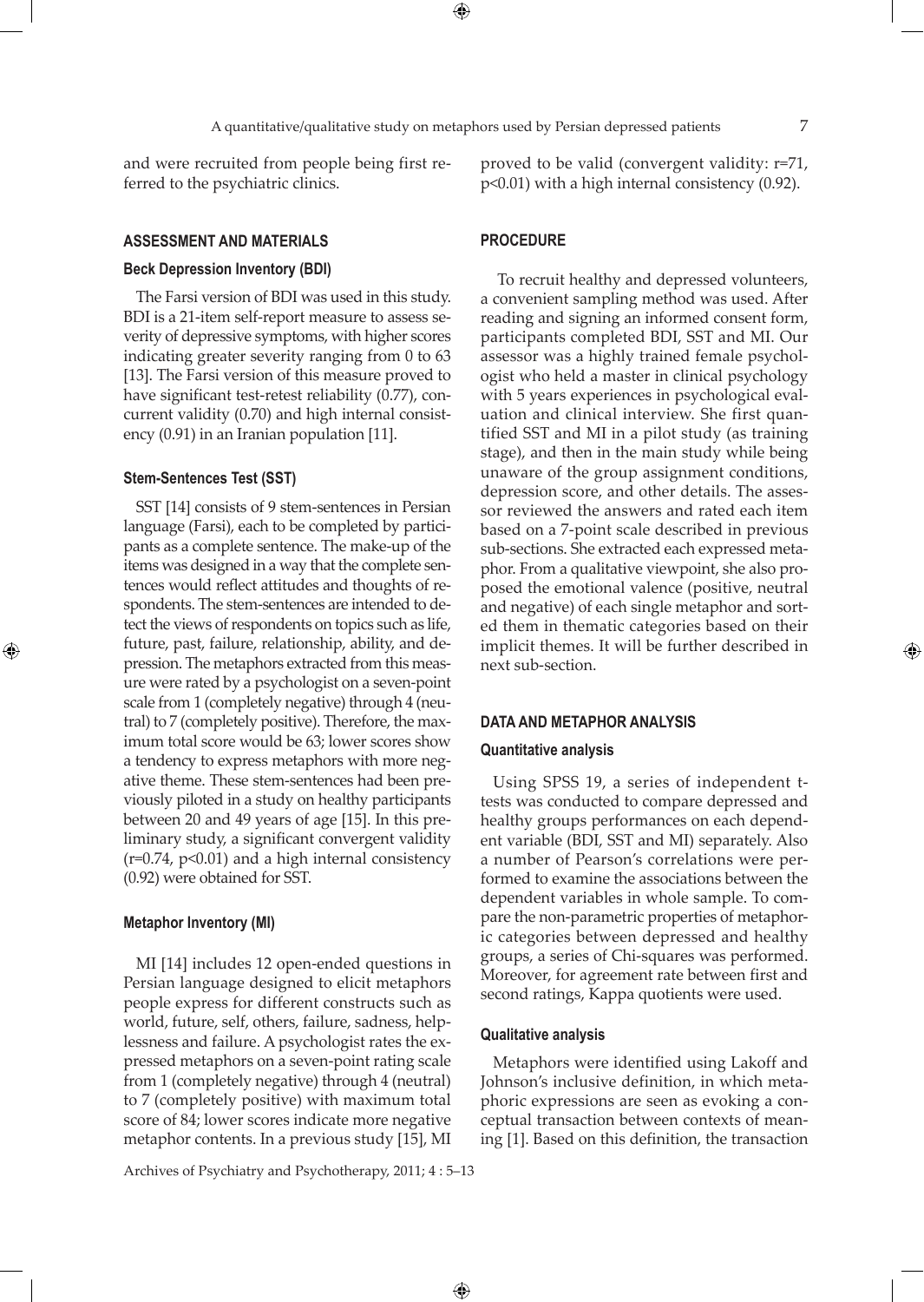and were recruited from people being first referred to the psychiatric clinics.

## ASSESSMENT AND MATERIALS

### Beck Depression Inventory (BDI)

The Farsi version of BDI was used in this study. BDI is a 21-item self-report measure to assess severity of depressive symptoms, with higher scores indicating greater severity ranging from 0 to 63 [13]. The Farsi version of this measure proved to have significant test-retest reliability (0.77), concurrent validity (0.70) and high internal consistency (0.91) in an Iranian population [11].

### Stem-Sentences Test (SST)

SST [14] consists of 9 stem-sentences in Persian language (Farsi), each to be completed by participants as a complete sentence. The make-up of the items was designed in a way that the complete sentences would reflect attitudes and thoughts of respondents. The stem-sentences are intended to detect the views of respondents on topics such as life, future, past, failure, relationship, ability, and depression. The metaphors extracted from this measure were rated by a psychologist on a seven-point scale from 1 (completely negative) through 4 (neutral) to 7 (completely positive). Therefore, the maximum total score would be 63; lower scores show a tendency to express metaphors with more negative theme. These stem-sentences had been previously piloted in a study on healthy participants between 20 and 49 years of age [15]. In this preliminary study, a significant convergent validity ($r=0.74$, $p<0.01$) and a high internal consistency (0.92) were obtained for SST.

### Metaphor Inventory (MI)

MI [14] includes 12 open-ended questions in Persian language designed to elicit metaphors people express for different constructs such as world, future, self, others, failure, sadness, helplessness and failure. A psychologist rates the expressed metaphors on a seven-point rating scale from 1 (completely negative) through 4 (neutral) to 7 (completely positive) with maximum total score of 84; lower scores indicate more negative metaphor contents. In a previous study [15], MI proved to be valid (convergent validity: $r=71$, $p<0.01$) with a high internal consistency (0.92).

## PROCEDURE

To recruit healthy and depressed volunteers, a convenient sampling method was used. After reading and signing an informed consent form, participants completed BDI, SST and MI. Our assessor was a highly trained female psychologist who held a master in clinical psychology with 5 years experiences in psychological evaluation and clinical interview. She first quantified SST and MI in a pilot study (as training stage), and then in the main study while being unaware of the group assignment conditions, depression score, and other details. The assessor reviewed the answers and rated each item based on a 7-point scale described in previous sub-sections. She extracted each expressed metaphor. From a qualitative viewpoint, she also proposed the emotional valence (positive, neutral and negative) of each single metaphor and sorted them in thematic categories based on their implicit themes. It will be further described in next sub-section.

## DATA AND METAPHOR ANALYSIS

### Quantitative analysis

Using SPSS 19, a series of independent t-tests was conducted to compare depressed and healthy groups performances on each dependent variable (BDI, SST and MI) separately. Also a number of Pearson's correlations were performed to examine the associations between the dependent variables in whole sample. To compare the non-parametric properties of metaphoric categories between depressed and healthy groups, a series of Chi-squares was performed. Moreover, for agreement rate between first and second ratings, Kappa quotients were used.

### Qualitative analysis

Metaphors were identified using Lakoff and Johnson's inclusive definition, in which metaphoric expressions are seen as evoking a conceptual transaction between contexts of meaning [1]. Based on this definition, the transaction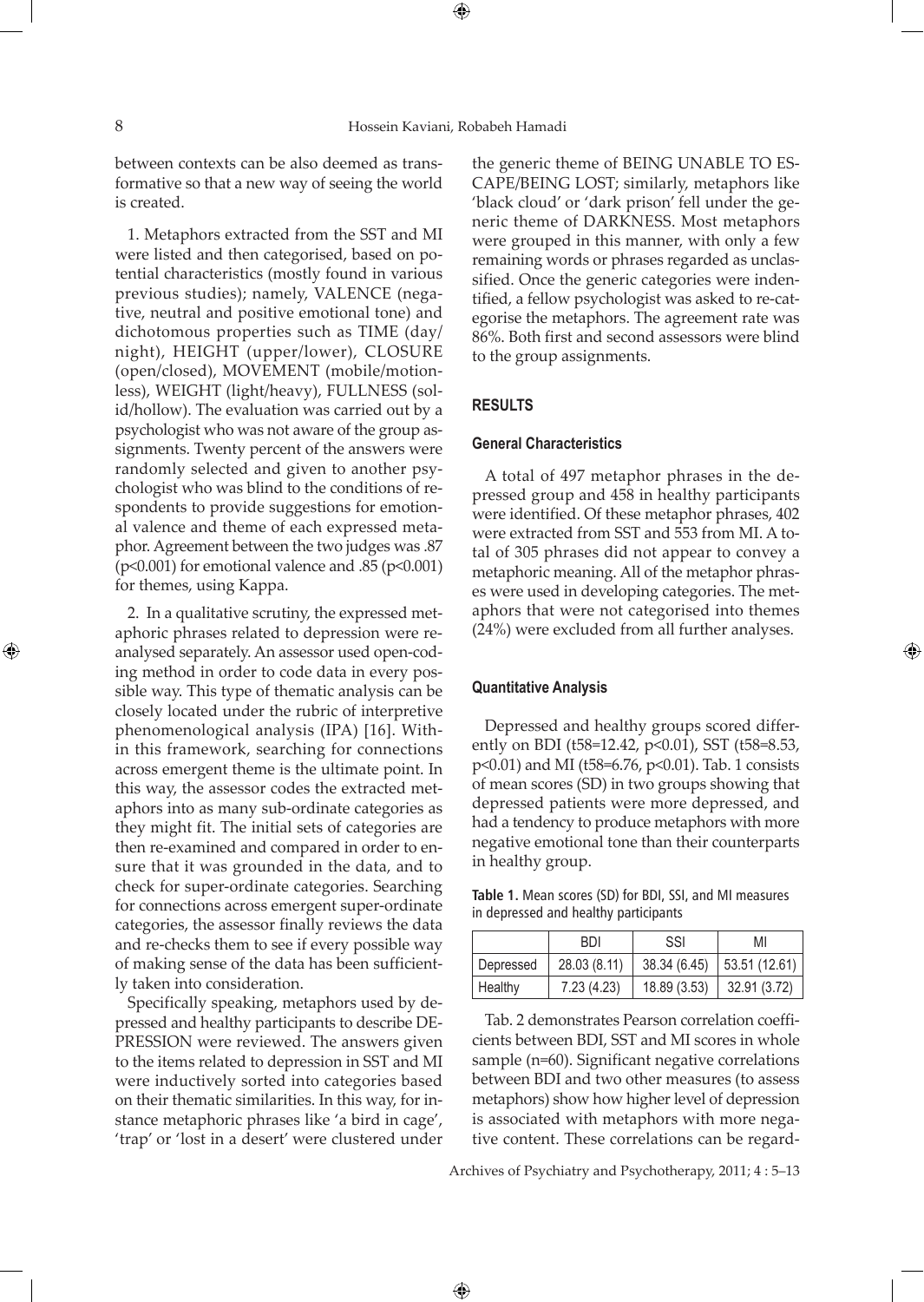between contexts can be also deemed as transformative so that a new way of seeing the world is created.

1. Metaphors extracted from the SST and MI were listed and then categorised, based on potential characteristics (mostly found in various previous studies); namely, VALENCE (negative, neutral and positive emotional tone) and dichotomous properties such as TIME (day/night), HEIGHT (upper/lower), CLOSURE (open/closed), MOVEMENT (mobile/motionless), WEIGHT (light/heavy), FULLNESS (solid/hollow). The evaluation was carried out by a psychologist who was not aware of the group assignments. Twenty percent of the answers were randomly selected and given to another psychologist who was blind to the conditions of respondents to provide suggestions for emotional valence and theme of each expressed metaphor. Agreement between the two judges was .87 ($p<0.001$) for emotional valence and .85 ($p<0.001$) for themes, using Kappa.

2. In a qualitative scrutiny, the expressed metaphoric phrases related to depression were reanalysed separately. An assessor used open-coding method in order to code data in every possible way. This type of thematic analysis can be closely located under the rubric of interpretive phenomenological analysis (IPA) [16]. Within this framework, searching for connections across emergent theme is the ultimate point. In this way, the assessor codes the extracted metaphors into as many sub-ordinate categories as they might fit. The initial sets of categories are then re-examined and compared in order to ensure that it was grounded in the data, and to check for super-ordinate categories. Searching for connections across emergent super-ordinate categories, the assessor finally reviews the data and re-checks them to see if every possible way of making sense of the data has been sufficiently taken into consideration.

Specifically speaking, metaphors used by depressed and healthy participants to describe DEPRESSION were reviewed. The answers given to the items related to depression in SST and MI were inductively sorted into categories based on their thematic similarities. In this way, for instance metaphoric phrases like 'a bird in cage', 'trap' or 'lost in a desert' were clustered under the generic theme of BEING UNABLE TO ESCAPE/BEING LOST; similarly, metaphors like 'black cloud' or 'dark prison' fell under the generic theme of DARKNESS. Most metaphors were grouped in this manner, with only a few remaining words or phrases regarded as unclassified. Once the generic categories were indentified, a fellow psychologist was asked to re-categorise the metaphors. The agreement rate was 86%. Both first and second assessors were blind to the group assignments.

## RESULTS

### General Characteristics

A total of 497 metaphor phrases in the depressed group and 458 in healthy participants were identified. Of these metaphor phrases, 402 were extracted from SST and 553 from MI. A total of 305 phrases did not appear to convey a metaphoric meaning. All of the metaphor phrases were used in developing categories. The metaphors that were not categorised into themes (24%) were excluded from all further analyses.

### Quantitative Analysis

Depressed and healthy groups scored differently on BDI ($t58=12.42$, $p<0.01$), SST ($t58=8.53$, $p<0.01$) and MI ($t58=6.76$, $p<0.01$). Tab. 1 consists of mean scores (SD) in two groups showing that depressed patients were more depressed, and had a tendency to produce metaphors with more negative emotional tone than their counterparts in healthy group.

**Table 1.** Mean scores (SD) for BDI, SSI, and MI measures in depressed and healthy participants

| | BDI | SSI | MI |
|---|---|---|---|
| Depressed | 28.03 (8.11) | 38.34 (6.45) | 53.51 (12.61) |
| Healthy | 7.23 (4.23) | 18.89 (3.53) | 32.91 (3.72) |

Tab. 2 demonstrates Pearson correlation coefficients between BDI, SST and MI scores in whole sample (n=60). Significant negative correlations between BDI and two other measures (to assess metaphors) show how higher level of depression is associated with metaphors with more negative content. These correlations can be regard-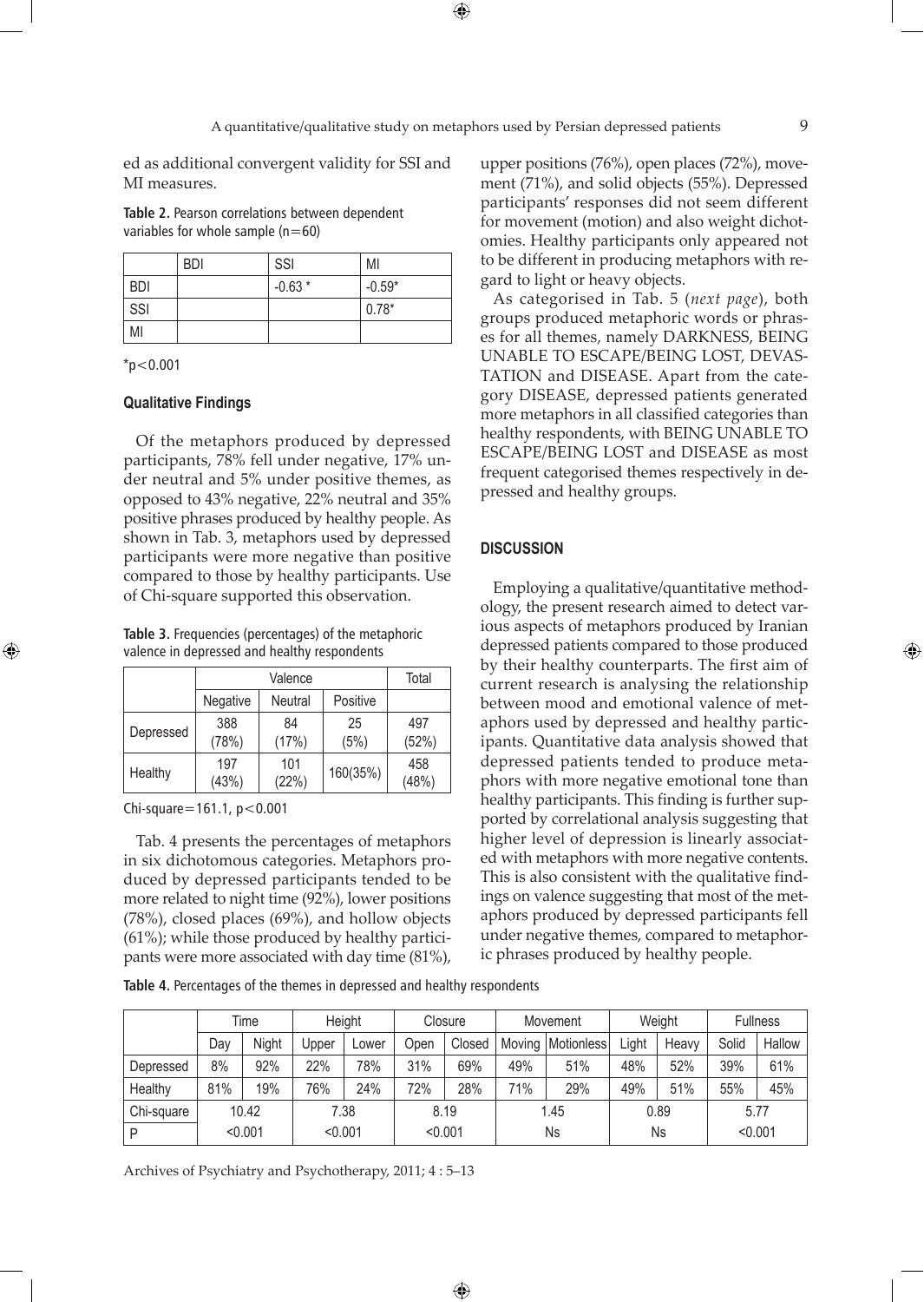ed as additional convergent validity for SSI and MI measures.

**Table 2.** Pearson correlations between dependent variables for whole sample (n=60)

| | BDI | SSI | MI |
|---|---|---|---|
| BDI | | -0.63 * | -0.59* |
| SSI | | | 0.78* |
| MI | | | |

*p<0.001

### Qualitative Findings

Of the metaphors produced by depressed participants, 78% fell under negative, 17% under neutral and 5% under positive themes, as opposed to 43% negative, 22% neutral and 35% positive phrases produced by healthy people. As shown in Tab. 3, metaphors used by depressed participants were more negative than positive compared to those by healthy participants. Use of Chi-square supported this observation.

**Table 3.** Frequencies (percentages) of the metaphoric valence in depressed and healthy respondents

| | Valence | | | Total |
|---|---|---|---|---|
| | Negative | Neutral | Positive | |
| Depressed | 388 (78%) | 84 (17%) | 25 (5%) | 497 (52%) |
| Healthy | 197 (43%) | 101 (22%) | 160(35%) | 458 (48%) |

Chi-square=161.1, p<0.001

Tab. 4 presents the percentages of metaphors in six dichotomous categories. Metaphors produced by depressed participants tended to be more related to night time (92%), lower positions (78%), closed places (69%), and hollow objects (61%); while those produced by healthy participants were more associated with day time (81%), upper positions (76%), open places (72%), movement (71%), and solid objects (55%). Depressed participants' responses did not seem different for movement (motion) and also weight dichotomies. Healthy participants only appeared not to be different in producing metaphors with regard to light or heavy objects.

As categorised in Tab. 5 (*next page*), both groups produced metaphoric words or phrases for all themes, namely DARKNESS, BEING UNABLE TO ESCAPE/BEING LOST, DEVASTATION and DISEASE. Apart from the category DISEASE, depressed patients generated more metaphors in all classified categories than healthy respondents, with BEING UNABLE TO ESCAPE/BEING LOST and DISEASE as most frequent categorised themes respectively in depressed and healthy groups.

## DISCUSSION

Employing a qualitative/quantitative methodology, the present research aimed to detect various aspects of metaphors produced by Iranian depressed patients compared to those produced by their healthy counterparts. The first aim of current research is analysing the relationship between mood and emotional valence of metaphors used by depressed and healthy participants. Quantitative data analysis showed that depressed patients tended to produce metaphors with more negative emotional tone than healthy participants. This finding is further supported by correlational analysis suggesting that higher level of depression is linearly associated with metaphors with more negative contents. This is also consistent with the qualitative findings on valence suggesting that most of the metaphors produced by depressed participants fell under negative themes, compared to metaphoric phrases produced by healthy people.

**Table 4.** Percentages of the themes in depressed and healthy respondents

| | Time | | Height | | Closure | | Movement | | Weight | | Fullness | |
|---|---|---|---|---|---|---|---|---|---|---|---|---|
| | Day | Night | Upper | Lower | Open | Closed | Moving | Motionless | Light | Heavy | Solid | Hallow |
| Depressed | 8% | 92% | 22% | 78% | 31% | 69% | 49% | 51% | 48% | 52% | 39% | 61% |
| Healthy | 81% | 19% | 76% | 24% | 72% | 28% | 71% | 29% | 49% | 51% | 55% | 45% |
| Chi-square | 10.42 | | 7.38 | | 8.19 | | 1.45 | | 0.89 | | 5.77 | |
| P | <0.001 | | <0.001 | | <0.001 | | Ns | | Ns | | <0.001 | |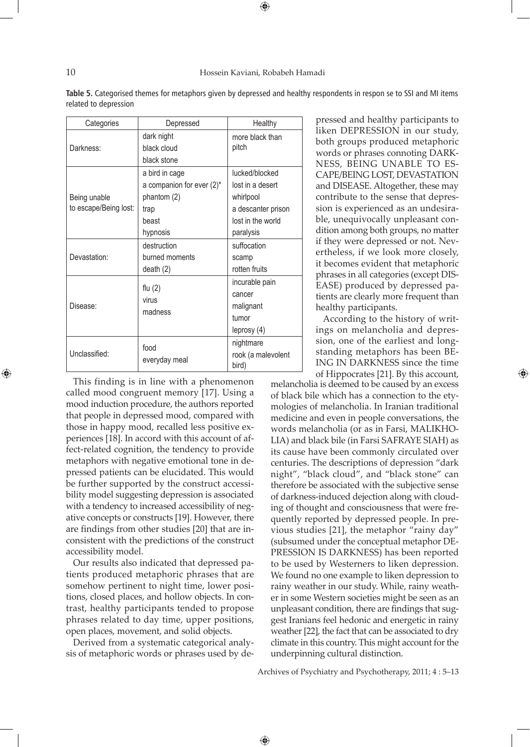**Table 5.** Categorised themes for metaphors given by depressed and healthy respondents in respon se to SSI and MI items related to depression

| Categories | Depressed | Healthy |
|---|---|---|
| Darkness: | dark night<br>black cloud<br>black stone | more black than pitch |
| Being unable to escape/Being lost: | a bird in cage<br>a companion for ever (2)*<br>phantom (2)<br>trap<br>beast<br>hypnosis | lucked/blocked<br>lost in a desert<br>whirlpool<br>a descanter prison<br>lost in the world<br>paralysis |
| Devastation: | destruction<br>burned moments<br>death (2) | suffocation<br>scamp<br>rotten fruits |
| Disease: | flu (2)<br>virus<br>madness | incurable pain<br>cancer<br>malignant<br>tumor<br>leprosy (4) |
| Unclassified: | food<br>everyday meal | nightmare<br>rook (a malevolent bird) |

This finding is in line with a phenomenon called mood congruent memory [17]. Using a mood induction procedure, the authors reported that people in depressed mood, compared with those in happy mood, recalled less positive experiences [18]. In accord with this account of affect-related cognition, the tendency to provide metaphors with negative emotional tone in depressed patients can be elucidated. This would be further supported by the construct accessibility model suggesting depression is associated with a tendency to increased accessibility of negative concepts or constructs [19]. However, there are findings from other studies [20] that are inconsistent with the predictions of the construct accessibility model.

Our results also indicated that depressed patients produced metaphoric phrases that are somehow pertinent to night time, lower positions, closed places, and hollow objects. In contrast, healthy participants tended to propose phrases related to day time, upper positions, open places, movement, and solid objects.

Derived from a systematic categorical analysis of metaphoric words or phrases used by depressed and healthy participants to liken DEPRESSION in our study, both groups produced metaphoric words or phrases connoting DARKNESS, BEING UNABLE TO ESCAPE/BEING LOST, DEVASTATION and DISEASE. Altogether, these may contribute to the sense that depression is experienced as an undesirable, unequivocally unpleasant condition among both groups, no matter if they were depressed or not. Nevertheless, if we look more closely, it becomes evident that metaphoric phrases in all categories (except DISEASE) produced by depressed patients are clearly more frequent than healthy participants.

According to the history of writings on melancholia and depression, one of the earliest and longstanding metaphors has been BEING IN DARKNESS since the time of Hippocrates [21]. By this account, melancholia is deemed to be caused by an excess of black bile which has a connection to the etymologies of melancholia. In Iranian traditional medicine and even in people conversations, the words melancholia (or as in Farsi, MALIKHOLIA) and black bile (in Farsi SAFRAYE SIAH) as its cause have been commonly circulated over centuries. The descriptions of depression "dark night", "black cloud", and "black stone" can therefore be associated with the subjective sense of darkness-induced dejection along with clouding of thought and consciousness that were frequently reported by depressed people. In previous studies [21], the metaphor "rainy day" (subsumed under the conceptual metaphor DEPRESSION IS DARKNESS) has been reported to be used by Westerners to liken depression. We found no one example to liken depression to rainy weather in our study. While, rainy weather in some Western societies might be seen as an unpleasant condition, there are findings that suggest Iranians feel hedonic and energetic in rainy weather [22], the fact that can be associated to dry climate in this country. This might account for the underpinning cultural distinction.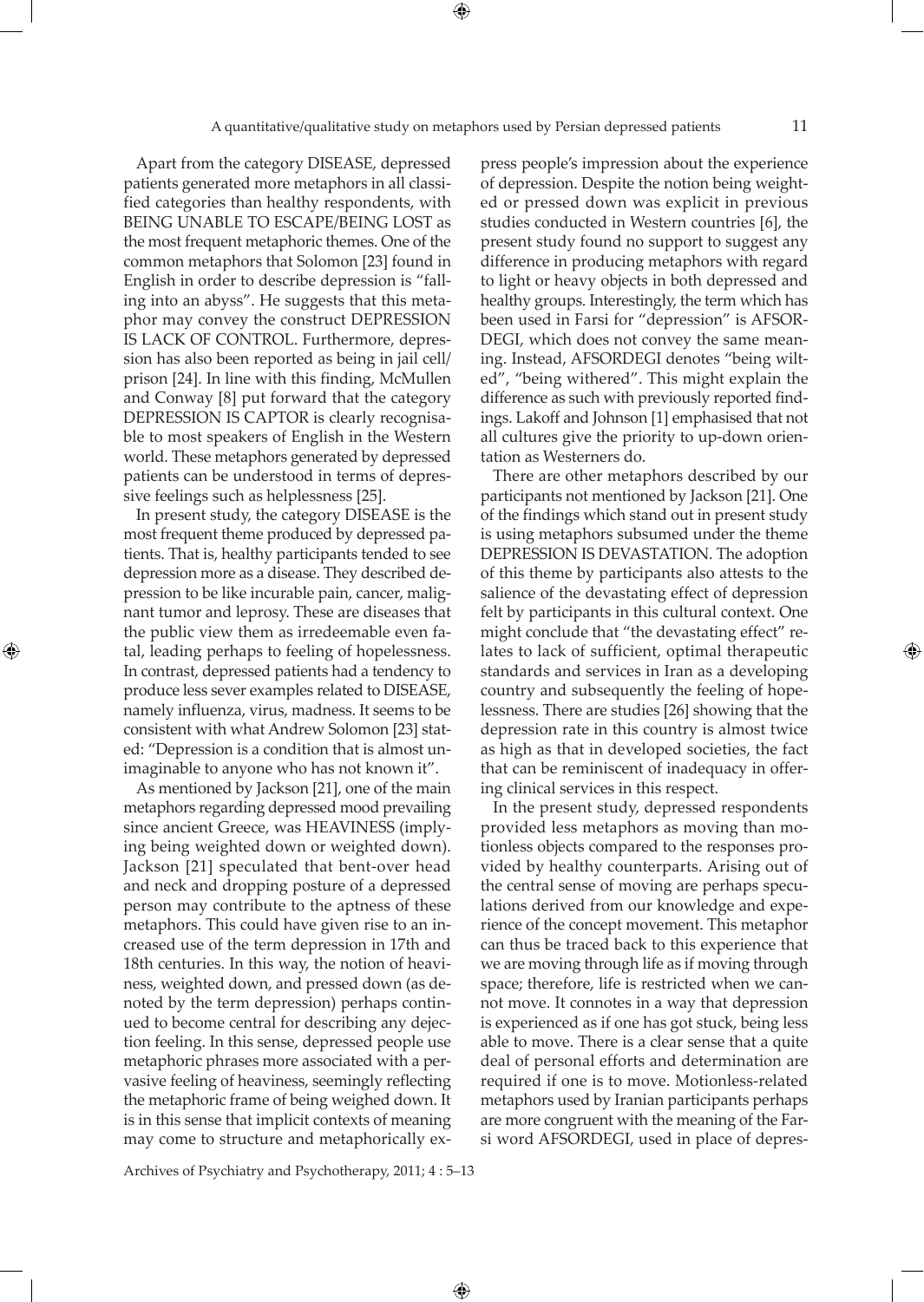Apart from the category DISEASE, depressed patients generated more metaphors in all classified categories than healthy respondents, with BEING UNABLE TO ESCAPE/BEING LOST as the most frequent metaphoric themes. One of the common metaphors that Solomon [23] found in English in order to describe depression is "falling into an abyss". He suggests that this metaphor may convey the construct DEPRESSION IS LACK OF CONTROL. Furthermore, depression has also been reported as being in jail cell/prison [24]. In line with this finding, McMullen and Conway [8] put forward that the category DEPRESSION IS CAPTOR is clearly recognisable to most speakers of English in the Western world. These metaphors generated by depressed patients can be understood in terms of depressive feelings such as helplessness [25].

In present study, the category DISEASE is the most frequent theme produced by depressed patients. That is, healthy participants tended to see depression more as a disease. They described depression to be like incurable pain, cancer, malignant tumor and leprosy. These are diseases that the public view them as irredeemable even fatal, leading perhaps to feeling of hopelessness. In contrast, depressed patients had a tendency to produce less sever examples related to DISEASE, namely influenza, virus, madness. It seems to be consistent with what Andrew Solomon [23] stated: "Depression is a condition that is almost unimaginable to anyone who has not known it".

As mentioned by Jackson [21], one of the main metaphors regarding depressed mood prevailing since ancient Greece, was HEAVINESS (implying being weighted down or weighted down). Jackson [21] speculated that bent-over head and neck and dropping posture of a depressed person may contribute to the aptness of these metaphors. This could have given rise to an increased use of the term depression in 17th and 18th centuries. In this way, the notion of heaviness, weighted down, and pressed down (as denoted by the term depression) perhaps continued to become central for describing any dejection feeling. In this sense, depressed people use metaphoric phrases more associated with a pervasive feeling of heaviness, seemingly reflecting the metaphoric frame of being weighed down. It is in this sense that implicit contexts of meaning may come to structure and metaphorically express people's impression about the experience of depression. Despite the notion being weighted or pressed down was explicit in previous studies conducted in Western countries [6], the present study found no support to suggest any difference in producing metaphors with regard to light or heavy objects in both depressed and healthy groups. Interestingly, the term which has been used in Farsi for "depression" is AFSORDEGI, which does not convey the same meaning. Instead, AFSORDEGI denotes "being wilted", "being withered". This might explain the difference as such with previously reported findings. Lakoff and Johnson [1] emphasised that not all cultures give the priority to up-down orientation as Westerners do.

There are other metaphors described by our participants not mentioned by Jackson [21]. One of the findings which stand out in present study is using metaphors subsumed under the theme DEPRESSION IS DEVASTATION. The adoption of this theme by participants also attests to the salience of the devastating effect of depression felt by participants in this cultural context. One might conclude that "the devastating effect" relates to lack of sufficient, optimal therapeutic standards and services in Iran as a developing country and subsequently the feeling of hopelessness. There are studies [26] showing that the depression rate in this country is almost twice as high as that in developed societies, the fact that can be reminiscent of inadequacy in offering clinical services in this respect.

In the present study, depressed respondents provided less metaphors as moving than motionless objects compared to the responses provided by healthy counterparts. Arising out of the central sense of moving are perhaps speculations derived from our knowledge and experience of the concept movement. This metaphor can thus be traced back to this experience that we are moving through life as if moving through space; therefore, life is restricted when we cannot move. It connotes in a way that depression is experienced as if one has got stuck, being less able to move. There is a clear sense that a quite deal of personal efforts and determination are required if one is to move. Motionless-related metaphors used by Iranian participants perhaps are more congruent with the meaning of the Farsi word AFSORDEGI, used in place of depres-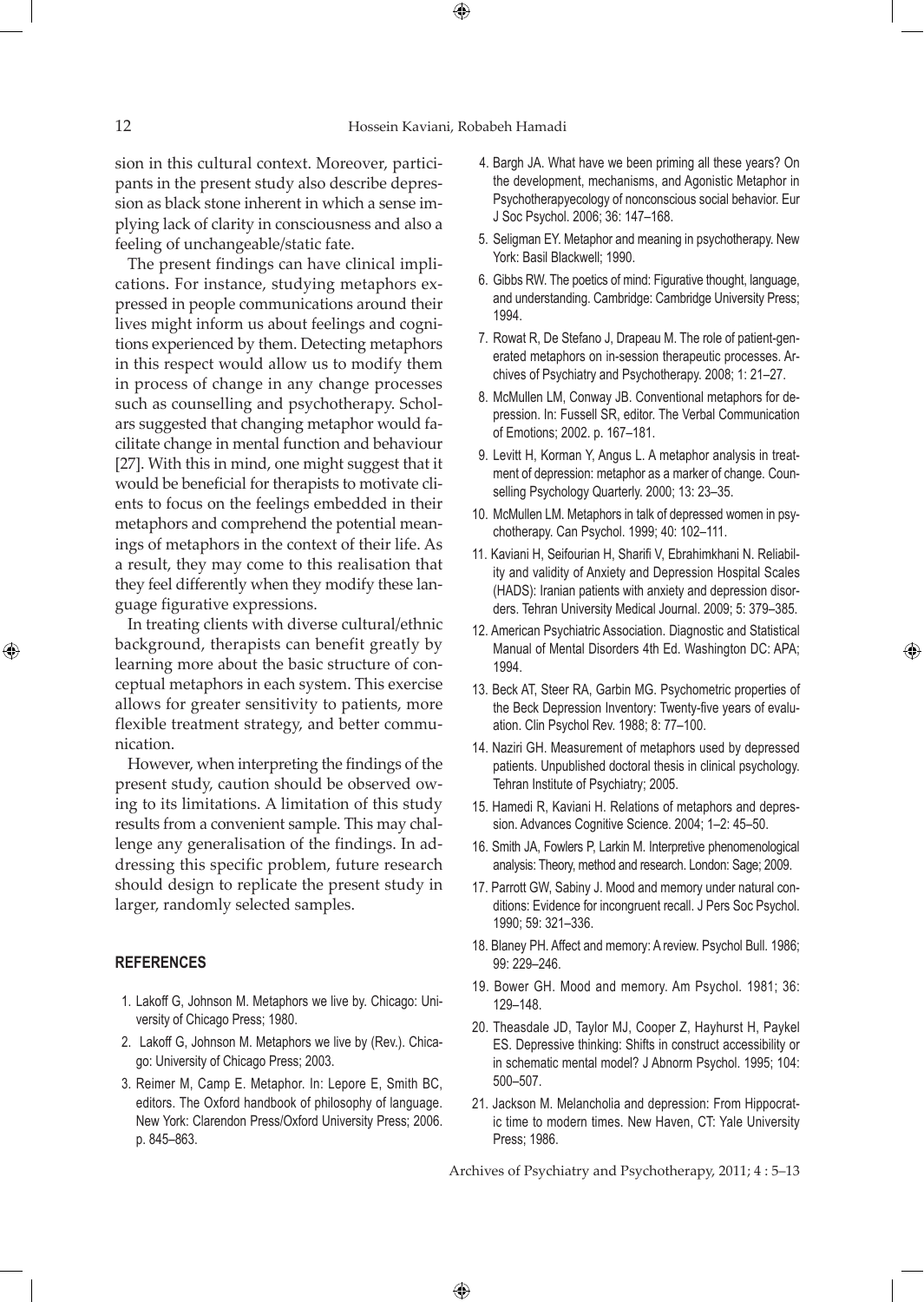sion in this cultural context. Moreover, participants in the present study also describe depression as black stone inherent in which a sense implying lack of clarity in consciousness and also a feeling of unchangeable/static fate.

The present findings can have clinical implications. For instance, studying metaphors expressed in people communications around their lives might inform us about feelings and cognitions experienced by them. Detecting metaphors in this respect would allow us to modify them in process of change in any change processes such as counselling and psychotherapy. Scholars suggested that changing metaphor would facilitate change in mental function and behaviour [27]. With this in mind, one might suggest that it would be beneficial for therapists to motivate clients to focus on the feelings embedded in their metaphors and comprehend the potential meanings of metaphors in the context of their life. As a result, they may come to this realisation that they feel differently when they modify these language figurative expressions.

In treating clients with diverse cultural/ethnic background, therapists can benefit greatly by learning more about the basic structure of conceptual metaphors in each system. This exercise allows for greater sensitivity to patients, more flexible treatment strategy, and better communication.

However, when interpreting the findings of the present study, caution should be observed owing to its limitations. A limitation of this study results from a convenient sample. This may challenge any generalisation of the findings. In addressing this specific problem, future research should design to replicate the present study in larger, randomly selected samples.

## REFERENCES

1. Lakoff G, Johnson M. Metaphors we live by. Chicago: University of Chicago Press; 1980.
2. Lakoff G, Johnson M. Metaphors we live by (Rev.). Chicago: University of Chicago Press; 2003.
3. Reimer M, Camp E. Metaphor. In: Lepore E, Smith BC, editors. The Oxford handbook of philosophy of language. New York: Clarendon Press/Oxford University Press; 2006. p. 845–863.
4. Bargh JA. What have we been priming all these years? On the development, mechanisms, and Agonistic Metaphor in Psychotherapyecology of nonconscious social behavior. Eur J Soc Psychol. 2006; 36: 147–168.
5. Seligman EY. Metaphor and meaning in psychotherapy. New York: Basil Blackwell; 1990.
6. Gibbs RW. The poetics of mind: Figurative thought, language, and understanding. Cambridge: Cambridge University Press; 1994.
7. Rowat R, De Stefano J, Drapeau M. The role of patient-generated metaphors on in-session therapeutic processes. Archives of Psychiatry and Psychotherapy. 2008; 1: 21–27.
8. McMullen LM, Conway JB. Conventional metaphors for depression. In: Fussell SR, editor. The Verbal Communication of Emotions; 2002. p. 167–181.
9. Levitt H, Korman Y, Angus L. A metaphor analysis in treatment of depression: metaphor as a marker of change. Counselling Psychology Quarterly. 2000; 13: 23–35.
10. McMullen LM. Metaphors in talk of depressed women in psychotherapy. Can Psychol. 1999; 40: 102–111.
11. Kaviani H, Seifourian H, Sharifi V, Ebrahimkhani N. Reliability and validity of Anxiety and Depression Hospital Scales (HADS): Iranian patients with anxiety and depression disorders. Tehran University Medical Journal. 2009; 5: 379–385.
12. American Psychiatric Association. Diagnostic and Statistical Manual of Mental Disorders 4th Ed. Washington DC: APA; 1994.
13. Beck AT, Steer RA, Garbin MG. Psychometric properties of the Beck Depression Inventory: Twenty-five years of evaluation. Clin Psychol Rev. 1988; 8: 77–100.
14. Naziri GH. Measurement of metaphors used by depressed patients. Unpublished doctoral thesis in clinical psychology. Tehran Institute of Psychiatry; 2005.
15. Hamedi R, Kaviani H. Relations of metaphors and depression. Advances Cognitive Science. 2004; 1–2: 45–50.
16. Smith JA, Fowlers P, Larkin M. Interpretive phenomenological analysis: Theory, method and research. London: Sage; 2009.
17. Parrott GW, Sabiny J. Mood and memory under natural conditions: Evidence for incongruent recall. J Pers Soc Psychol. 1990; 59: 321–336.
18. Blaney PH. Affect and memory: A review. Psychol Bull. 1986; 99: 229–246.
19. Bower GH. Mood and memory. Am Psychol. 1981; 36: 129–148.
20. Theasdale JD, Taylor MJ, Cooper Z, Hayhurst H, Paykel ES. Depressive thinking: Shifts in construct accessibility or in schematic mental model? J Abnorm Psychol. 1995; 104: 500–507.
21. Jackson M. Melancholia and depression: From Hippocratic time to modern times. New Haven, CT: Yale University Press; 1986.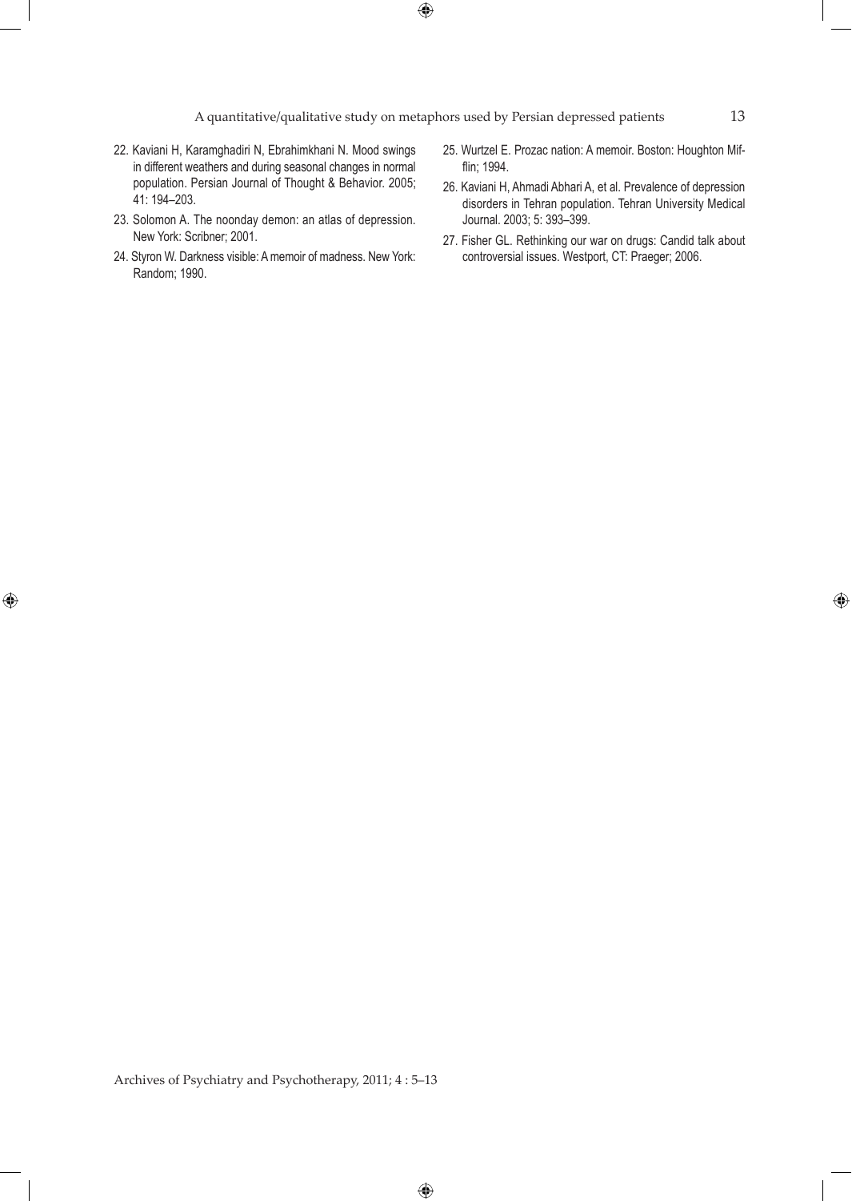22. Kaviani H, Karamghadiri N, Ebrahimkhani N. Mood swings in different weathers and during seasonal changes in normal population. Persian Journal of Thought & Behavior. 2005; 41: 194–203.
23. Solomon A. The noonday demon: an atlas of depression. New York: Scribner; 2001.
24. Styron W. Darkness visible: A memoir of madness. New York: Random; 1990.
25. Wurtzel E. Prozac nation: A memoir. Boston: Houghton Mifflin; 1994.
26. Kaviani H, Ahmadi Abhari A, et al. Prevalence of depression disorders in Tehran population. Tehran University Medical Journal. 2003; 5: 393–399.
27. Fisher GL. Rethinking our war on drugs: Candid talk about controversial issues. Westport, CT: Praeger; 2006.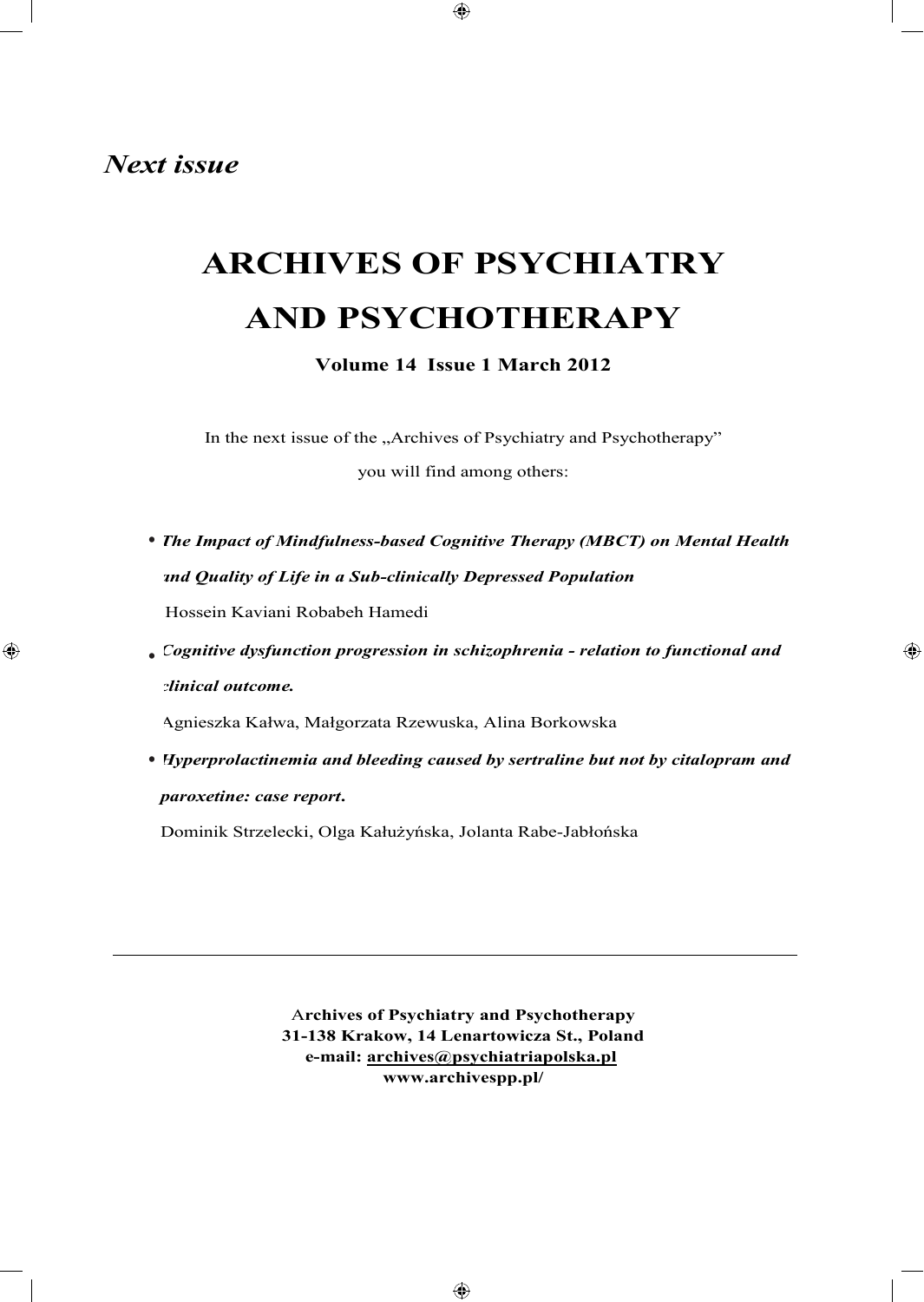*Next issue*

# ARCHIVES OF PSYCHIATRY AND PSYCHOTHERAPY

**Volume 14 Issue 1 March 2012**

In the next issue of the „Archives of Psychiatry and Psychotherapy" you will find among others:

- ***The Impact of Mindfulness-based Cognitive Therapy (MBCT) on Mental Health and Quality of Life in a Sub-clinically Depressed Population***
  Hossein Kaviani Robabeh Hamedi
- ***Cognitive dysfunction progression in schizophrenia - relation to functional and clinical outcome.***
  Agnieszka Kałwa, Małgorzata Rzewuska, Alina Borkowska
- ***Hyperprolactinemia and bleeding caused by sertraline but not by citalopram and paroxetine: case report.***
  Dominik Strzelecki, Olga Kałużyńska, Jolanta Rabe-Jabłońska

---

**Archives of Psychiatry and Psychotherapy**
**31-138 Krakow, 14 Lenartowicza St., Poland**
**e-mail: archives@psychiatriapolska.pl**
**www.archivespp.pl/**